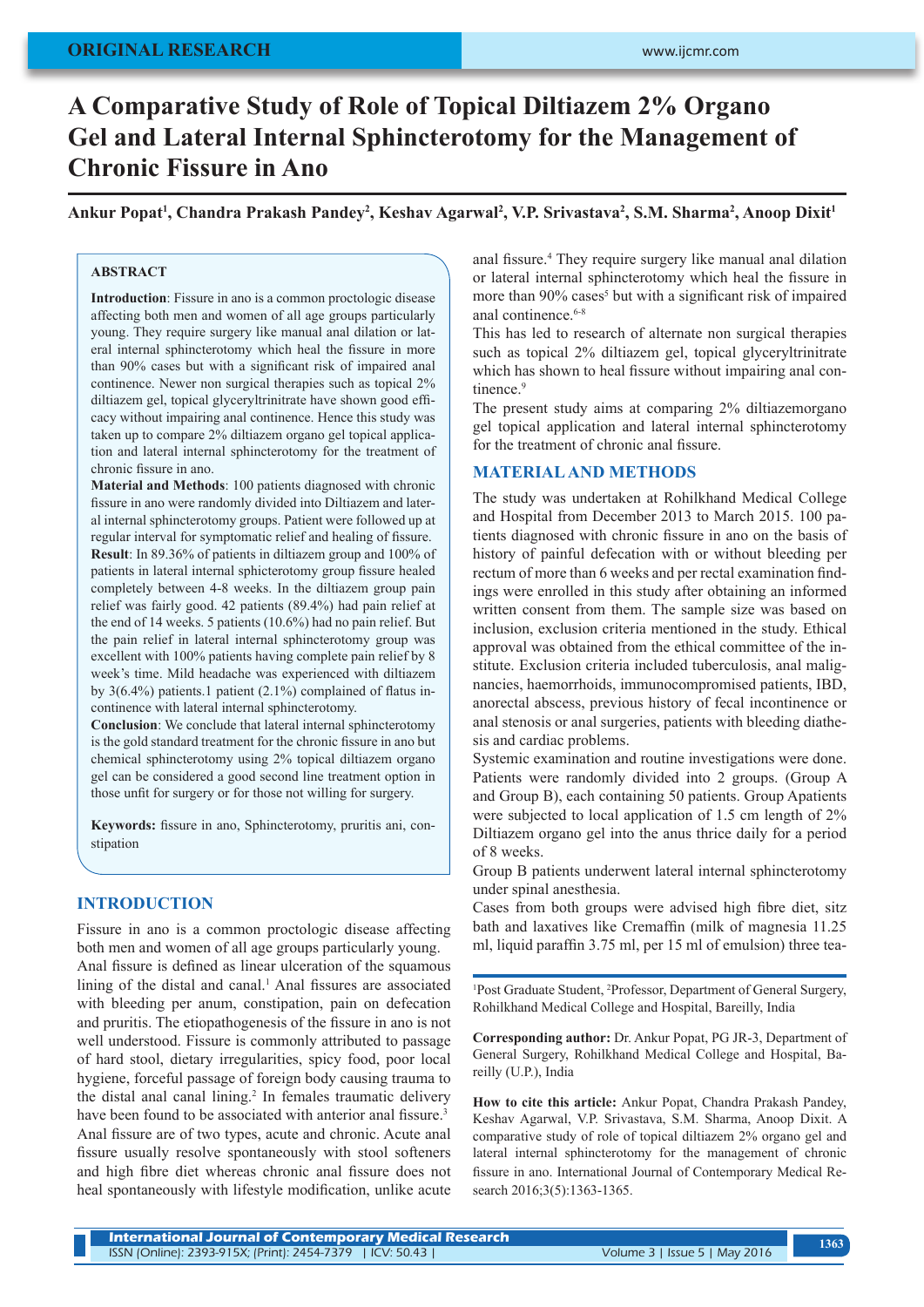ORIGINAL RESEARCH

# A Comparative Study of Role of Topical Diltiazem 2% Organo Gel and Lateral Internal Sphincterotomy for the Management of Chronic Fissure in Ano

**Ankur Popat[1], Chandra Prakash Pandey[2], Keshav Agarwal[2], V.P. Srivastava[2], S.M. Sharma[2], Anoop Dixit[1]**

### ABSTRACT

**Introduction**: Fissure in ano is a common proctologic disease affecting both men and women of all age groups particularly young. They require surgery like manual anal dilation or lateral internal sphincterotomy which heal the fissure in more than 90% cases but with a significant risk of impaired anal continence. Newer non surgical therapies such as topical 2% diltiazem gel, topical glyceryltrinitrate have shown good efficacy without impairing anal continence. Hence this study was taken up to compare 2% diltiazem organo gel topical application and lateral internal sphincterotomy for the treatment of chronic fissure in ano.

**Material and Methods**: 100 patients diagnosed with chronic fissure in ano were randomly divided into Diltiazem and lateral internal sphincterotomy groups. Patient were followed up at regular interval for symptomatic relief and healing of fissure.

**Result**: In 89.36% of patients in diltiazem group and 100% of patients in lateral internal sphicterotomy group fissure healed completely between 4-8 weeks. In the diltiazem group pain relief was fairly good. 42 patients (89.4%) had pain relief at the end of 14 weeks. 5 patients (10.6%) had no pain relief. But the pain relief in lateral internal sphincterotomy group was excellent with 100% patients having complete pain relief by 8 week's time. Mild headache was experienced with diltiazem by 3(6.4%) patients.1 patient (2.1%) complained of flatus incontinence with lateral internal sphincterotomy.

**Conclusion**: We conclude that lateral internal sphincterotomy is the gold standard treatment for the chronic fissure in ano but chemical sphincterotomy using 2% topical diltiazem organo gel can be considered a good second line treatment option in those unfit for surgery or for those not willing for surgery.

**Keywords:** fissure in ano, Sphincterotomy, pruritis ani, constipation

## INTRODUCTION

Fissure in ano is a common proctologic disease affecting both men and women of all age groups particularly young.

Anal fissure is defined as linear ulceration of the squamous lining of the distal and canal.[1] Anal fissures are associated with bleeding per anum, constipation, pain on defecation and pruritis. The etiopathogenesis of the fissure in ano is not well understood. Fissure is commonly attributed to passage of hard stool, dietary irregularities, spicy food, poor local hygiene, forceful passage of foreign body causing trauma to the distal anal canal lining.[2] In females traumatic delivery have been found to be associated with anterior anal fissure.[3]

Anal fissure are of two types, acute and chronic. Acute anal fissure usually resolve spontaneously with stool softeners and high fibre diet whereas chronic anal fissure does not heal spontaneously with lifestyle modification, unlike acute anal fissure.[4] They require surgery like manual anal dilation or lateral internal sphincterotomy which heal the fissure in more than 90% cases[5] but with a significant risk of impaired anal continence.[6-8]

This has led to research of alternate non surgical therapies such as topical 2% diltiazem gel, topical glyceryltrinitrate which has shown to heal fissure without impairing anal continence.[9]

The present study aims at comparing 2% diltiazemorgano gel topical application and lateral internal sphincterotomy for the treatment of chronic anal fissure.

## MATERIAL AND METHODS

The study was undertaken at Rohilkhand Medical College and Hospital from December 2013 to March 2015. 100 patients diagnosed with chronic fissure in ano on the basis of history of painful defecation with or without bleeding per rectum of more than 6 weeks and per rectal examination findings were enrolled in this study after obtaining an informed written consent from them. The sample size was based on inclusion, exclusion criteria mentioned in the study. Ethical approval was obtained from the ethical committee of the institute. Exclusion criteria included tuberculosis, anal malignancies, haemorrhoids, immunocompromised patients, IBD, anorectal abscess, previous history of fecal incontinence or anal stenosis or anal surgeries, patients with bleeding diathesis and cardiac problems.

Systemic examination and routine investigations were done. Patients were randomly divided into 2 groups. (Group A and Group B), each containing 50 patients. Group Apatients were subjected to local application of 1.5 cm length of 2% Diltiazem organo gel into the anus thrice daily for a period of 8 weeks.

Group B patients underwent lateral internal sphincterotomy under spinal anesthesia.

Cases from both groups were advised high fibre diet, sitz bath and laxatives like Cremaffin (milk of magnesia 11.25 ml, liquid paraffin 3.75 ml, per 15 ml of emulsion) three tea-

[1]Post Graduate Student, [2]Professor, Department of General Surgery, Rohilkhand Medical College and Hospital, Bareilly, India

**Corresponding author:** Dr. Ankur Popat, PG JR-3, Department of General Surgery, Rohilkhand Medical College and Hospital, Bareilly (U.P.), India

**How to cite this article:** Ankur Popat, Chandra Prakash Pandey, Keshav Agarwal, V.P. Srivastava, S.M. Sharma, Anoop Dixit. A comparative study of role of topical diltiazem 2% organo gel and lateral internal sphincterotomy for the management of chronic fissure in ano. International Journal of Contemporary Medical Research 2016;3(5):1363-1365.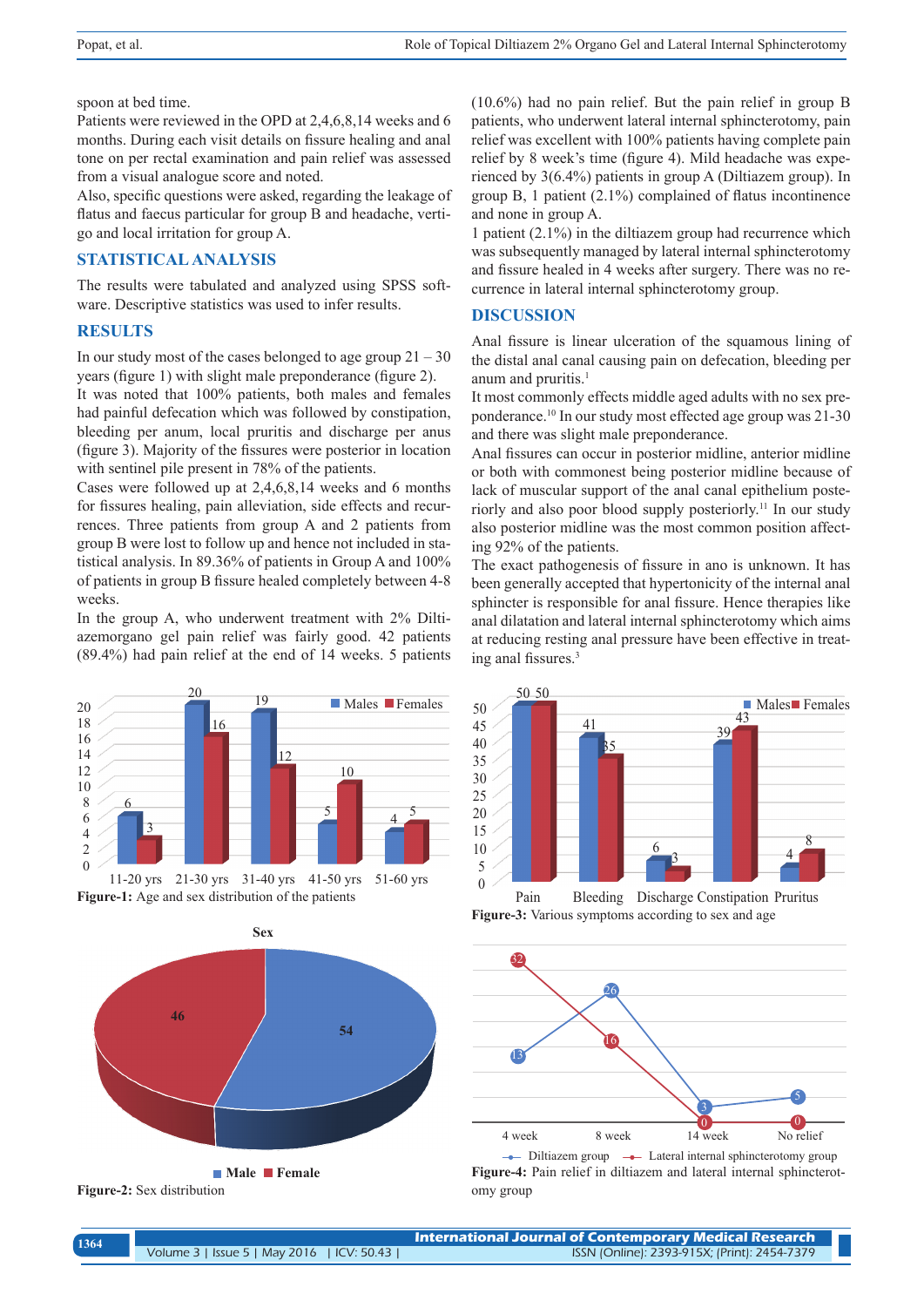spoon at bed time.

Patients were reviewed in the OPD at 2,4,6,8,14 weeks and 6 months. During each visit details on fissure healing and anal tone on per rectal examination and pain relief was assessed from a visual analogue score and noted.

Also, specific questions were asked, regarding the leakage of flatus and faecus particular for group B and headache, vertigo and local irritation for group A.

## STATISTICAL ANALYSIS

The results were tabulated and analyzed using SPSS software. Descriptive statistics was used to infer results.

## RESULTS

In our study most of the cases belonged to age group 21 – 30 years (figure 1) with slight male preponderance (figure 2).

It was noted that 100% patients, both males and females had painful defecation which was followed by constipation, bleeding per anum, local pruritis and discharge per anus (figure 3). Majority of the fissures were posterior in location with sentinel pile present in 78% of the patients.

Cases were followed up at 2,4,6,8,14 weeks and 6 months for fissures healing, pain alleviation, side effects and recurrences. Three patients from group A and 2 patients from group B were lost to follow up and hence not included in statistical analysis. In 89.36% of patients in Group A and 100% of patients in group B fissure healed completely between 4-8 weeks.

In the group A, who underwent treatment with 2% Diltiazemorgano gel pain relief was fairly good. 42 patients (89.4%) had pain relief at the end of 14 weeks. 5 patients (10.6%) had no pain relief. But the pain relief in group B patients, who underwent lateral internal sphincterotomy, pain relief was excellent with 100% patients having complete pain relief by 8 week's time (figure 4). Mild headache was experienced by 3(6.4%) patients in group A (Diltiazem group). In group B, 1 patient (2.1%) complained of flatus incontinence and none in group A.

1 patient (2.1%) in the diltiazem group had recurrence which was subsequently managed by lateral internal sphincterotomy and fissure healed in 4 weeks after surgery. There was no recurrence in lateral internal sphincterotomy group.

## DISCUSSION

Anal fissure is linear ulceration of the squamous lining of the distal anal canal causing pain on defecation, bleeding per anum and pruritis.[1]

It most commonly effects middle aged adults with no sex preponderance.[10] In our study most effected age group was 21-30 and there was slight male preponderance.

Anal fissures can occur in posterior midline, anterior midline or both with commonest being posterior midline because of lack of muscular support of the anal canal epithelium posteriorly and also poor blood supply posteriorly.[11] In our study also posterior midline was the most common position affecting 92% of the patients.

The exact pathogenesis of fissure in ano is unknown. It has been generally accepted that hypertonicity of the internal anal sphincter is responsible for anal fissure. Hence therapies like anal dilatation and lateral internal sphincterotomy which aims at reducing resting anal pressure have been effective in treating anal fissures.[3]

**Figure-1:** Age and sex distribution of the patients

| Age group | Males | Females |
|---|---|---|
| 11-20 yrs | 6 | 3 |
| 21-30 yrs | 20 | 16 |
| 31-40 yrs | 19 | 12 |
| 41-50 yrs | 5 | 10 |
| 51-60 yrs | 4 | 5 |

**Figure-2:** Sex distribution

| Sex | Value |
|---|---|
| Male | 54 |
| Female | 46 |

**Figure-3:** Various symptoms according to sex and age

| Symptom | Males | Females |
|---|---|---|
| Pain | 50 | 50 |
| Bleeding | 41 | 35 |
| Discharge | 6 | 3 |
| Constipation | 39 | 43 |
| Pruritus | 4 | 8 |

**Figure-4:** Pain relief in diltiazem and lateral internal sphincterotomy group

| | 4 week | 8 week | 14 week | No relief |
|---|---|---|---|---|
| Diltiazem group | 13 | 26 | 3 | 5 |
| Lateral internal sphincterotomy group | 32 | 16 | 0 | 0 |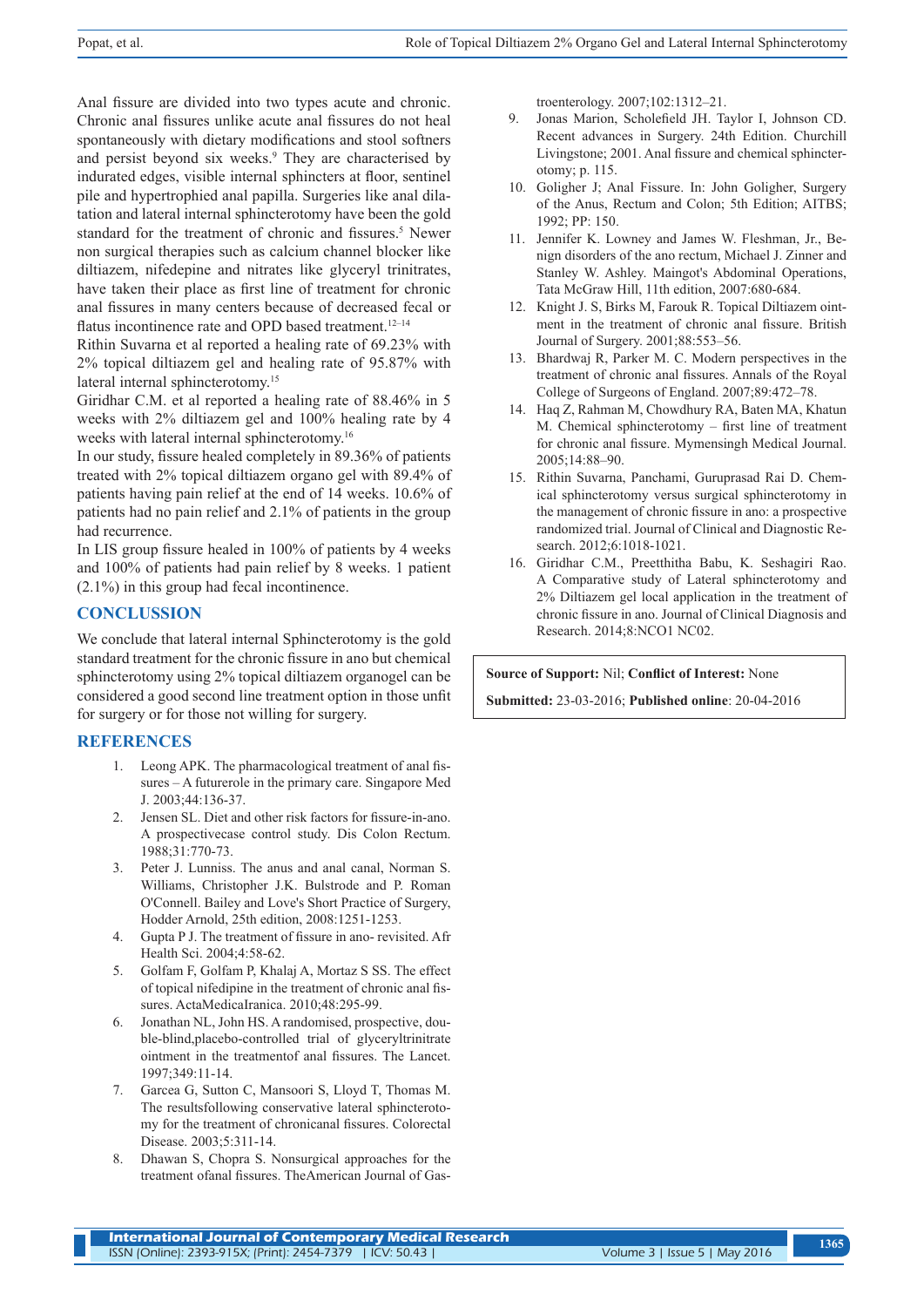Anal fissure are divided into two types acute and chronic. Chronic anal fissures unlike acute anal fissures do not heal spontaneously with dietary modifications and stool softners and persist beyond six weeks.[9] They are characterised by indurated edges, visible internal sphincters at floor, sentinel pile and hypertrophied anal papilla. Surgeries like anal dilatation and lateral internal sphincterotomy have been the gold standard for the treatment of chronic and fissures.[5] Newer non surgical therapies such as calcium channel blocker like diltiazem, nifedepine and nitrates like glyceryl trinitrates, have taken their place as first line of treatment for chronic anal fissures in many centers because of decreased fecal or flatus incontinence rate and OPD based treatment.[12–14]

Rithin Suvarna et al reported a healing rate of 69.23% with 2% topical diltiazem gel and healing rate of 95.87% with lateral internal sphincterotomy.[15]

Giridhar C.M. et al reported a healing rate of 88.46% in 5 weeks with 2% diltiazem gel and 100% healing rate by 4 weeks with lateral internal sphincterotomy.[16]

In our study, fissure healed completely in 89.36% of patients treated with 2% topical diltiazem organo gel with 89.4% of patients having pain relief at the end of 14 weeks. 10.6% of patients had no pain relief and 2.1% of patients in the group had recurrence.

In LIS group fissure healed in 100% of patients by 4 weeks and 100% of patients had pain relief by 8 weeks. 1 patient (2.1%) in this group had fecal incontinence.

## CONCLUSSION

We conclude that lateral internal Sphincterotomy is the gold standard treatment for the chronic fissure in ano but chemical sphincterotomy using 2% topical diltiazem organogel can be considered a good second line treatment option in those unfit for surgery or for those not willing for surgery.

## REFERENCES

1. Leong APK. The pharmacological treatment of anal fissures – A futurerole in the primary care. Singapore Med J. 2003;44:136-37.
2. Jensen SL. Diet and other risk factors for fissure-in-ano. A prospectivecase control study. Dis Colon Rectum. 1988;31:770-73.
3. Peter J. Lunniss. The anus and anal canal, Norman S. Williams, Christopher J.K. Bulstrode and P. Roman O'Connell. Bailey and Love's Short Practice of Surgery, Hodder Arnold, 25th edition, 2008:1251-1253.
4. Gupta P J. The treatment of fissure in ano- revisited. Afr Health Sci. 2004;4:58-62.
5. Golfam F, Golfam P, Khalaj A, Mortaz S SS. The effect of topical nifedipine in the treatment of chronic anal fissures. ActaMedicaIranica. 2010;48:295-99.
6. Jonathan NL, John HS. A randomised, prospective, double-blind,placebo-controlled trial of glyceryltrinitrate ointment in the treatmentof anal fissures. The Lancet. 1997;349:11-14.
7. Garcea G, Sutton C, Mansoori S, Lloyd T, Thomas M. The resultsfollowing conservative lateral sphincterotomy for the treatment of chronicanal fissures. Colorectal Disease. 2003;5:311-14.
8. Dhawan S, Chopra S. Nonsurgical approaches for the treatment ofanal fissures. TheAmerican Journal of Gastroenterology. 2007;102:1312–21.
9. Jonas Marion, Scholefield JH. Taylor I, Johnson CD. Recent advances in Surgery. 24th Edition. Churchill Livingstone; 2001. Anal fissure and chemical sphincterotomy; p. 115.
10. Goligher J; Anal Fissure. In: John Goligher, Surgery of the Anus, Rectum and Colon; 5th Edition; AITBS; 1992; PP: 150.
11. Jennifer K. Lowney and James W. Fleshman, Jr., Benign disorders of the ano rectum, Michael J. Zinner and Stanley W. Ashley. Maingot's Abdominal Operations, Tata McGraw Hill, 11th edition, 2007:680-684.
12. Knight J. S, Birks M, Farouk R. Topical Diltiazem ointment in the treatment of chronic anal fissure. British Journal of Surgery. 2001;88:553–56.
13. Bhardwaj R, Parker M. C. Modern perspectives in the treatment of chronic anal fissures. Annals of the Royal College of Surgeons of England. 2007;89:472–78.
14. Haq Z, Rahman M, Chowdhury RA, Baten MA, Khatun M. Chemical sphincterotomy – first line of treatment for chronic anal fissure. Mymensingh Medical Journal. 2005;14:88–90.
15. Rithin Suvarna, Panchami, Guruprasad Rai D. Chemical sphincterotomy versus surgical sphincterotomy in the management of chronic fissure in ano: a prospective randomized trial. Journal of Clinical and Diagnostic Research. 2012;6:1018-1021.
16. Giridhar C.M., Preetthitha Babu, K. Seshagiri Rao. A Comparative study of Lateral sphincterotomy and 2% Diltiazem gel local application in the treatment of chronic fissure in ano. Journal of Clinical Diagnosis and Research. 2014;8:NCO1 NC02.

**Source of Support:** Nil; **Conflict of Interest:** None

**Submitted:** 23-03-2016; **Published online**: 20-04-2016